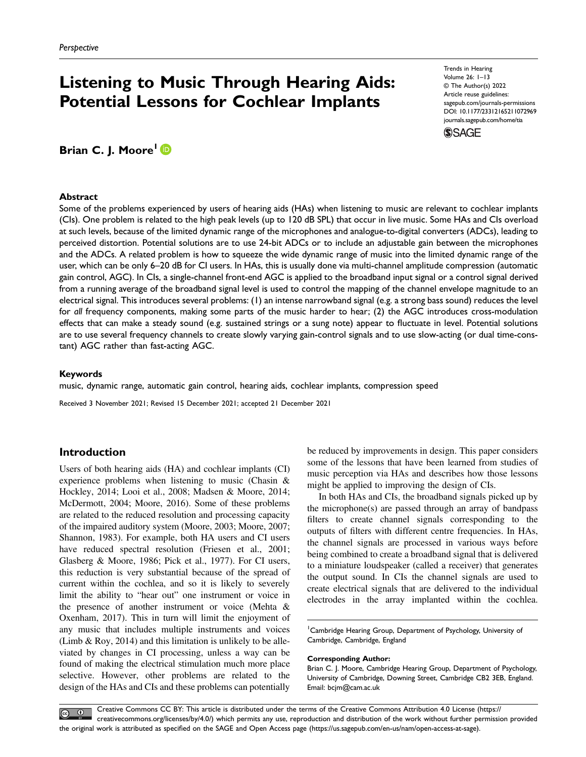*Perspective*

# Listening to Music Through Hearing Aids: Potential Lessons for Cochlear Implants

Trends in Hearing
Volume 26: 1–13
© The Author(s) 2022
Article reuse guidelines:
sagepub.com/journals-permissions
DOI: 10.1177/23312165211072969
journals.sagepub.com/home/tia

**Brian C. J. Moore**[1]

## Abstract

Some of the problems experienced by users of hearing aids (HAs) when listening to music are relevant to cochlear implants (CIs). One problem is related to the high peak levels (up to 120 dB SPL) that occur in live music. Some HAs and CIs overload at such levels, because of the limited dynamic range of the microphones and analogue-to-digital converters (ADCs), leading to perceived distortion. Potential solutions are to use 24-bit ADCs or to include an adjustable gain between the microphones and the ADCs. A related problem is how to squeeze the wide dynamic range of music into the limited dynamic range of the user, which can be only 6–20 dB for CI users. In HAs, this is usually done via multi-channel amplitude compression (automatic gain control, AGC). In CIs, a single-channel front-end AGC is applied to the broadband input signal or a control signal derived from a running average of the broadband signal level is used to control the mapping of the channel envelope magnitude to an electrical signal. This introduces several problems: (1) an intense narrowband signal (e.g. a strong bass sound) reduces the level for *all* frequency components, making some parts of the music harder to hear; (2) the AGC introduces cross-modulation effects that can make a steady sound (e.g. sustained strings or a sung note) appear to fluctuate in level. Potential solutions are to use several frequency channels to create slowly varying gain-control signals and to use slow-acting (or dual time-constant) AGC rather than fast-acting AGC.

### Keywords

music, dynamic range, automatic gain control, hearing aids, cochlear implants, compression speed

Received 3 November 2021; Revised 15 December 2021; accepted 21 December 2021

## Introduction

Users of both hearing aids (HA) and cochlear implants (CI) experience problems when listening to music (Chasin & Hockley, 2014; Looi et al., 2008; Madsen & Moore, 2014; McDermott, 2004; Moore, 2016). Some of these problems are related to the reduced resolution and processing capacity of the impaired auditory system (Moore, 2003; Moore, 2007; Shannon, 1983). For example, both HA users and CI users have reduced spectral resolution (Friesen et al., 2001; Glasberg & Moore, 1986; Pick et al., 1977). For CI users, this reduction is very substantial because of the spread of current within the cochlea, and so it is likely to severely limit the ability to "hear out" one instrument or voice in the presence of another instrument or voice (Mehta & Oxenham, 2017). This in turn will limit the enjoyment of any music that includes multiple instruments and voices (Limb & Roy, 2014) and this limitation is unlikely to be alleviated by changes in CI processing, unless a way can be found of making the electrical stimulation much more place selective. However, other problems are related to the design of the HAs and CIs and these problems can potentially be reduced by improvements in design. This paper considers some of the lessons that have been learned from studies of music perception via HAs and describes how those lessons might be applied to improving the design of CIs.

In both HAs and CIs, the broadband signals picked up by the microphone(s) are passed through an array of bandpass filters to create channel signals corresponding to the outputs of filters with different centre frequencies. In HAs, the channel signals are processed in various ways before being combined to create a broadband signal that is delivered to a miniature loudspeaker (called a receiver) that generates the output sound. In CIs the channel signals are used to create electrical signals that are delivered to the individual electrodes in the array implanted within the cochlea.

[1]Cambridge Hearing Group, Department of Psychology, University of Cambridge, Cambridge, England

**Corresponding Author:**
Brian C. J. Moore, Cambridge Hearing Group, Department of Psychology, University of Cambridge, Downing Street, Cambridge CB2 3EB, England.
Email: bcjm@cam.ac.uk

Creative Commons CC BY: This article is distributed under the terms of the Creative Commons Attribution 4.0 License (https://creativecommons.org/licenses/by/4.0/) which permits any use, reproduction and distribution of the work without further permission provided the original work is attributed as specified on the SAGE and Open Access page (https://us.sagepub.com/en-us/nam/open-access-at-sage).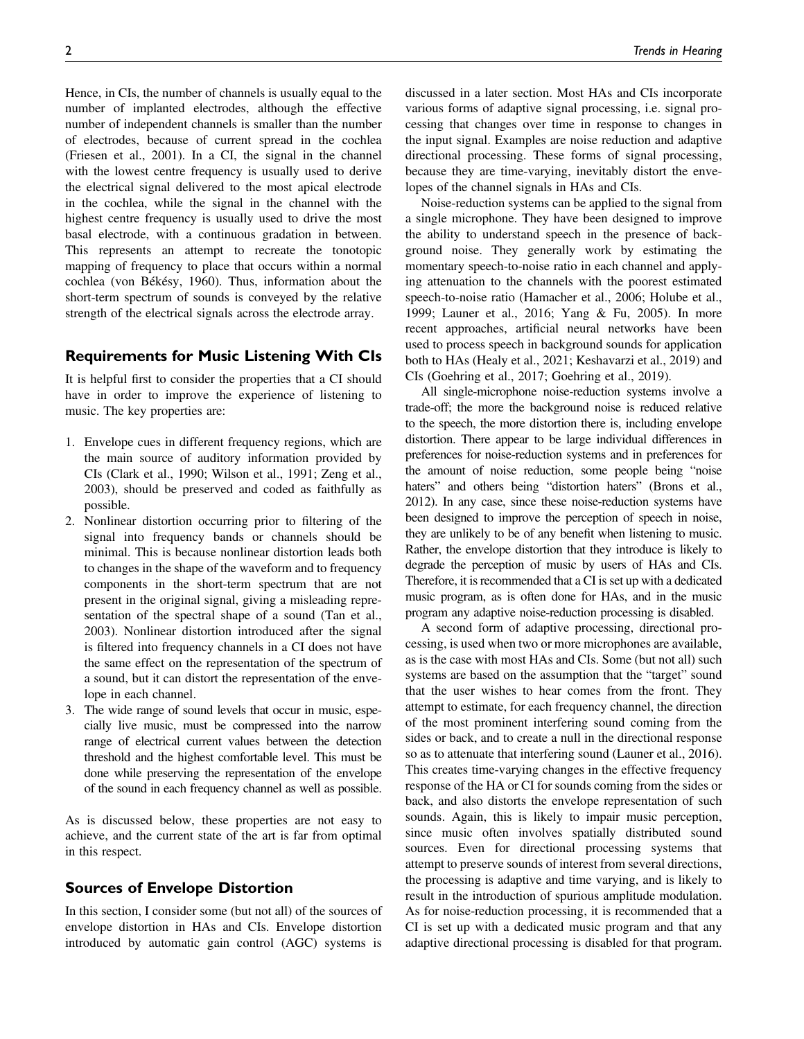Hence, in CIs, the number of channels is usually equal to the number of implanted electrodes, although the effective number of independent channels is smaller than the number of electrodes, because of current spread in the cochlea (Friesen et al., 2001). In a CI, the signal in the channel with the lowest centre frequency is usually used to derive the electrical signal delivered to the most apical electrode in the cochlea, while the signal in the channel with the highest centre frequency is usually used to drive the most basal electrode, with a continuous gradation in between. This represents an attempt to recreate the tonotopic mapping of frequency to place that occurs within a normal cochlea (von Békésy, 1960). Thus, information about the short-term spectrum of sounds is conveyed by the relative strength of the electrical signals across the electrode array.

## Requirements for Music Listening With CIs

It is helpful first to consider the properties that a CI should have in order to improve the experience of listening to music. The key properties are:

1. Envelope cues in different frequency regions, which are the main source of auditory information provided by CIs (Clark et al., 1990; Wilson et al., 1991; Zeng et al., 2003), should be preserved and coded as faithfully as possible.
2. Nonlinear distortion occurring prior to filtering of the signal into frequency bands or channels should be minimal. This is because nonlinear distortion leads both to changes in the shape of the waveform and to frequency components in the short-term spectrum that are not present in the original signal, giving a misleading representation of the spectral shape of a sound (Tan et al., 2003). Nonlinear distortion introduced after the signal is filtered into frequency channels in a CI does not have the same effect on the representation of the spectrum of a sound, but it can distort the representation of the envelope in each channel.
3. The wide range of sound levels that occur in music, especially live music, must be compressed into the narrow range of electrical current values between the detection threshold and the highest comfortable level. This must be done while preserving the representation of the envelope of the sound in each frequency channel as well as possible.

As is discussed below, these properties are not easy to achieve, and the current state of the art is far from optimal in this respect.

## Sources of Envelope Distortion

In this section, I consider some (but not all) of the sources of envelope distortion in HAs and CIs. Envelope distortion introduced by automatic gain control (AGC) systems is discussed in a later section. Most HAs and CIs incorporate various forms of adaptive signal processing, i.e. signal processing that changes over time in response to changes in the input signal. Examples are noise reduction and adaptive directional processing. These forms of signal processing, because they are time-varying, inevitably distort the envelopes of the channel signals in HAs and CIs.

Noise-reduction systems can be applied to the signal from a single microphone. They have been designed to improve the ability to understand speech in the presence of background noise. They generally work by estimating the momentary speech-to-noise ratio in each channel and applying attenuation to the channels with the poorest estimated speech-to-noise ratio (Hamacher et al., 2006; Holube et al., 1999; Launer et al., 2016; Yang & Fu, 2005). In more recent approaches, artificial neural networks have been used to process speech in background sounds for application both to HAs (Healy et al., 2021; Keshavarzi et al., 2019) and CIs (Goehring et al., 2017; Goehring et al., 2019).

All single-microphone noise-reduction systems involve a trade-off; the more the background noise is reduced relative to the speech, the more distortion there is, including envelope distortion. There appear to be large individual differences in preferences for noise-reduction systems and in preferences for the amount of noise reduction, some people being "noise haters" and others being "distortion haters" (Brons et al., 2012). In any case, since these noise-reduction systems have been designed to improve the perception of speech in noise, they are unlikely to be of any benefit when listening to music. Rather, the envelope distortion that they introduce is likely to degrade the perception of music by users of HAs and CIs. Therefore, it is recommended that a CI is set up with a dedicated music program, as is often done for HAs, and in the music program any adaptive noise-reduction processing is disabled.

A second form of adaptive processing, directional processing, is used when two or more microphones are available, as is the case with most HAs and CIs. Some (but not all) such systems are based on the assumption that the "target" sound that the user wishes to hear comes from the front. They attempt to estimate, for each frequency channel, the direction of the most prominent interfering sound coming from the sides or back, and to create a null in the directional response so as to attenuate that interfering sound (Launer et al., 2016). This creates time-varying changes in the effective frequency response of the HA or CI for sounds coming from the sides or back, and also distorts the envelope representation of such sounds. Again, this is likely to impair music perception, since music often involves spatially distributed sound sources. Even for directional processing systems that attempt to preserve sounds of interest from several directions, the processing is adaptive and time varying, and is likely to result in the introduction of spurious amplitude modulation. As for noise-reduction processing, it is recommended that a CI is set up with a dedicated music program and that any adaptive directional processing is disabled for that program.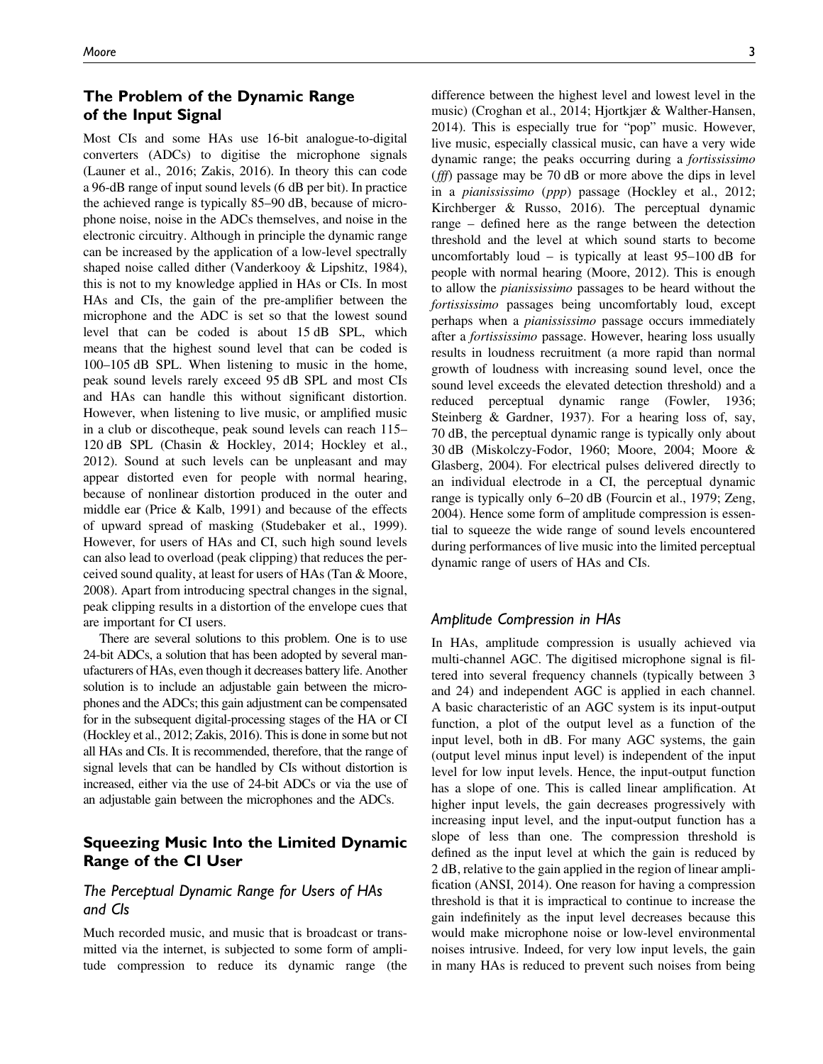## The Problem of the Dynamic Range of the Input Signal

Most CIs and some HAs use 16-bit analogue-to-digital converters (ADCs) to digitise the microphone signals (Launer et al., 2016; Zakis, 2016). In theory this can code a 96-dB range of input sound levels (6 dB per bit). In practice the achieved range is typically 85–90 dB, because of microphone noise, noise in the ADCs themselves, and noise in the electronic circuitry. Although in principle the dynamic range can be increased by the application of a low-level spectrally shaped noise called dither (Vanderkooy & Lipshitz, 1984), this is not to my knowledge applied in HAs or CIs. In most HAs and CIs, the gain of the pre-amplifier between the microphone and the ADC is set so that the lowest sound level that can be coded is about 15 dB SPL, which means that the highest sound level that can be coded is 100–105 dB SPL. When listening to music in the home, peak sound levels rarely exceed 95 dB SPL and most CIs and HAs can handle this without significant distortion. However, when listening to live music, or amplified music in a club or discotheque, peak sound levels can reach 115–120 dB SPL (Chasin & Hockley, 2014; Hockley et al., 2012). Sound at such levels can be unpleasant and may appear distorted even for people with normal hearing, because of nonlinear distortion produced in the outer and middle ear (Price & Kalb, 1991) and because of the effects of upward spread of masking (Studebaker et al., 1999). However, for users of HAs and CI, such high sound levels can also lead to overload (peak clipping) that reduces the perceived sound quality, at least for users of HAs (Tan & Moore, 2008). Apart from introducing spectral changes in the signal, peak clipping results in a distortion of the envelope cues that are important for CI users.

There are several solutions to this problem. One is to use 24-bit ADCs, a solution that has been adopted by several manufacturers of HAs, even though it decreases battery life. Another solution is to include an adjustable gain between the microphones and the ADCs; this gain adjustment can be compensated for in the subsequent digital-processing stages of the HA or CI (Hockley et al., 2012; Zakis, 2016). This is done in some but not all HAs and CIs. It is recommended, therefore, that the range of signal levels that can be handled by CIs without distortion is increased, either via the use of 24-bit ADCs or via the use of an adjustable gain between the microphones and the ADCs.

## Squeezing Music Into the Limited Dynamic Range of the CI User

### The Perceptual Dynamic Range for Users of HAs and CIs

Much recorded music, and music that is broadcast or transmitted via the internet, is subjected to some form of amplitude compression to reduce its dynamic range (the difference between the highest level and lowest level in the music) (Croghan et al., 2014; Hjortkjær & Walther-Hansen, 2014). This is especially true for "pop" music. However, live music, especially classical music, can have a very wide dynamic range; the peaks occurring during a *fortississimo* (*fff*) passage may be 70 dB or more above the dips in level in a *pianississimo* (*ppp*) passage (Hockley et al., 2012; Kirchberger & Russo, 2016). The perceptual dynamic range – defined here as the range between the detection threshold and the level at which sound starts to become uncomfortably loud – is typically at least 95–100 dB for people with normal hearing (Moore, 2012). This is enough to allow the *pianississimo* passages to be heard without the *fortississimo* passages being uncomfortably loud, except perhaps when a *pianississimo* passage occurs immediately after a *fortississimo* passage. However, hearing loss usually results in loudness recruitment (a more rapid than normal growth of loudness with increasing sound level, once the sound level exceeds the elevated detection threshold) and a reduced perceptual dynamic range (Fowler, 1936; Steinberg & Gardner, 1937). For a hearing loss of, say, 70 dB, the perceptual dynamic range is typically only about 30 dB (Miskolczy-Fodor, 1960; Moore, 2004; Moore & Glasberg, 2004). For electrical pulses delivered directly to an individual electrode in a CI, the perceptual dynamic range is typically only 6–20 dB (Fourcin et al., 1979; Zeng, 2004). Hence some form of amplitude compression is essential to squeeze the wide range of sound levels encountered during performances of live music into the limited perceptual dynamic range of users of HAs and CIs.

### Amplitude Compression in HAs

In HAs, amplitude compression is usually achieved via multi-channel AGC. The digitised microphone signal is filtered into several frequency channels (typically between 3 and 24) and independent AGC is applied in each channel. A basic characteristic of an AGC system is its input-output function, a plot of the output level as a function of the input level, both in dB. For many AGC systems, the gain (output level minus input level) is independent of the input level for low input levels. Hence, the input-output function has a slope of one. This is called linear amplification. At higher input levels, the gain decreases progressively with increasing input level, and the input-output function has a slope of less than one. The compression threshold is defined as the input level at which the gain is reduced by 2 dB, relative to the gain applied in the region of linear amplification (ANSI, 2014). One reason for having a compression threshold is that it is impractical to continue to increase the gain indefinitely as the input level decreases because this would make microphone noise or low-level environmental noises intrusive. Indeed, for very low input levels, the gain in many HAs is reduced to prevent such noises from being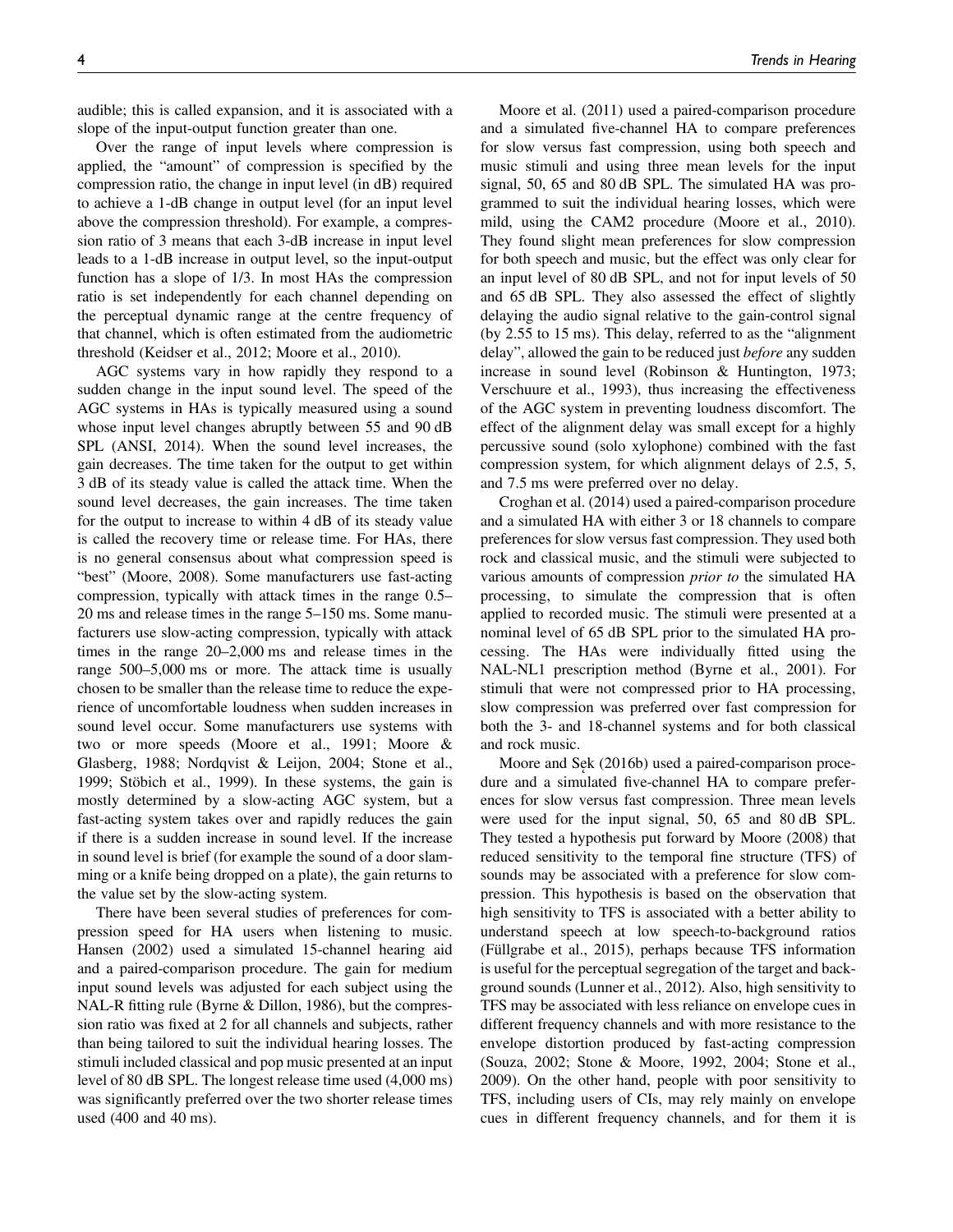audible; this is called expansion, and it is associated with a slope of the input-output function greater than one.

Over the range of input levels where compression is applied, the "amount" of compression is specified by the compression ratio, the change in input level (in dB) required to achieve a 1-dB change in output level (for an input level above the compression threshold). For example, a compression ratio of 3 means that each 3-dB increase in input level leads to a 1-dB increase in output level, so the input-output function has a slope of 1/3. In most HAs the compression ratio is set independently for each channel depending on the perceptual dynamic range at the centre frequency of that channel, which is often estimated from the audiometric threshold (Keidser et al., 2012; Moore et al., 2010).

AGC systems vary in how rapidly they respond to a sudden change in the input sound level. The speed of the AGC systems in HAs is typically measured using a sound whose input level changes abruptly between 55 and 90 dB SPL (ANSI, 2014). When the sound level increases, the gain decreases. The time taken for the output to get within 3 dB of its steady value is called the attack time. When the sound level decreases, the gain increases. The time taken for the output to increase to within 4 dB of its steady value is called the recovery time or release time. For HAs, there is no general consensus about what compression speed is "best" (Moore, 2008). Some manufacturers use fast-acting compression, typically with attack times in the range 0.5–20 ms and release times in the range 5–150 ms. Some manufacturers use slow-acting compression, typically with attack times in the range 20–2,000 ms and release times in the range 500–5,000 ms or more. The attack time is usually chosen to be smaller than the release time to reduce the experience of uncomfortable loudness when sudden increases in sound level occur. Some manufacturers use systems with two or more speeds (Moore et al., 1991; Moore & Glasberg, 1988; Nordqvist & Leijon, 2004; Stone et al., 1999; Stöbich et al., 1999). In these systems, the gain is mostly determined by a slow-acting AGC system, but a fast-acting system takes over and rapidly reduces the gain if there is a sudden increase in sound level. If the increase in sound level is brief (for example the sound of a door slamming or a knife being dropped on a plate), the gain returns to the value set by the slow-acting system.

There have been several studies of preferences for compression speed for HA users when listening to music. Hansen (2002) used a simulated 15-channel hearing aid and a paired-comparison procedure. The gain for medium input sound levels was adjusted for each subject using the NAL-R fitting rule (Byrne & Dillon, 1986), but the compression ratio was fixed at 2 for all channels and subjects, rather than being tailored to suit the individual hearing losses. The stimuli included classical and pop music presented at an input level of 80 dB SPL. The longest release time used (4,000 ms) was significantly preferred over the two shorter release times used (400 and 40 ms).

Moore et al. (2011) used a paired-comparison procedure and a simulated five-channel HA to compare preferences for slow versus fast compression, using both speech and music stimuli and using three mean levels for the input signal, 50, 65 and 80 dB SPL. The simulated HA was programmed to suit the individual hearing losses, which were mild, using the CAM2 procedure (Moore et al., 2010). They found slight mean preferences for slow compression for both speech and music, but the effect was only clear for an input level of 80 dB SPL, and not for input levels of 50 and 65 dB SPL. They also assessed the effect of slightly delaying the audio signal relative to the gain-control signal (by 2.55 to 15 ms). This delay, referred to as the "alignment delay", allowed the gain to be reduced just *before* any sudden increase in sound level (Robinson & Huntington, 1973; Verschuure et al., 1993), thus increasing the effectiveness of the AGC system in preventing loudness discomfort. The effect of the alignment delay was small except for a highly percussive sound (solo xylophone) combined with the fast compression system, for which alignment delays of 2.5, 5, and 7.5 ms were preferred over no delay.

Croghan et al. (2014) used a paired-comparison procedure and a simulated HA with either 3 or 18 channels to compare preferences for slow versus fast compression. They used both rock and classical music, and the stimuli were subjected to various amounts of compression *prior to* the simulated HA processing, to simulate the compression that is often applied to recorded music. The stimuli were presented at a nominal level of 65 dB SPL prior to the simulated HA processing. The HAs were individually fitted using the NAL-NL1 prescription method (Byrne et al., 2001). For stimuli that were not compressed prior to HA processing, slow compression was preferred over fast compression for both the 3- and 18-channel systems and for both classical and rock music.

Moore and Sęk (2016b) used a paired-comparison procedure and a simulated five-channel HA to compare preferences for slow versus fast compression. Three mean levels were used for the input signal, 50, 65 and 80 dB SPL. They tested a hypothesis put forward by Moore (2008) that reduced sensitivity to the temporal fine structure (TFS) of sounds may be associated with a preference for slow compression. This hypothesis is based on the observation that high sensitivity to TFS is associated with a better ability to understand speech at low speech-to-background ratios (Füllgrabe et al., 2015), perhaps because TFS information is useful for the perceptual segregation of the target and background sounds (Lunner et al., 2012). Also, high sensitivity to TFS may be associated with less reliance on envelope cues in different frequency channels and with more resistance to the envelope distortion produced by fast-acting compression (Souza, 2002; Stone & Moore, 1992, 2004; Stone et al., 2009). On the other hand, people with poor sensitivity to TFS, including users of CIs, may rely mainly on envelope cues in different frequency channels, and for them it is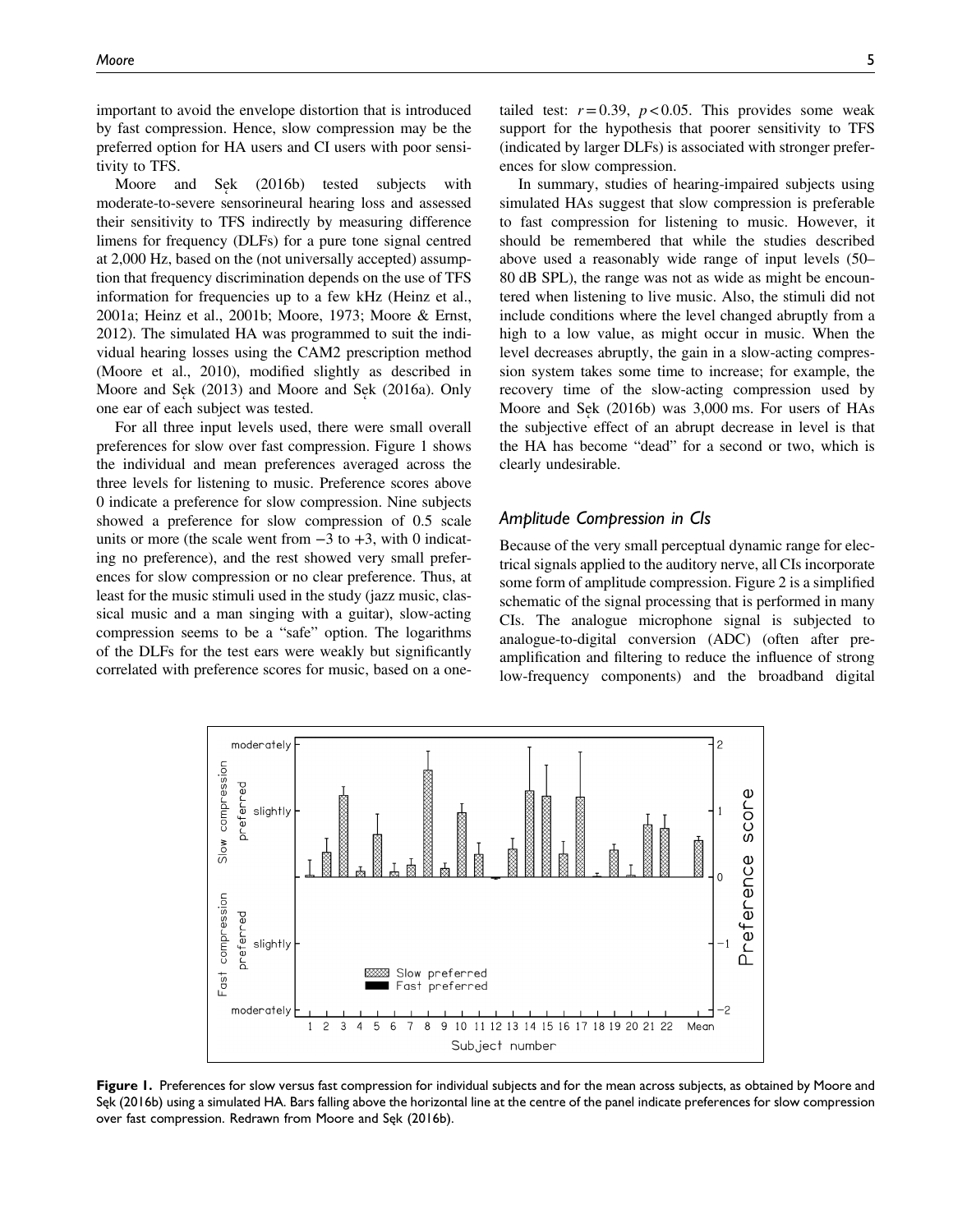important to avoid the envelope distortion that is introduced by fast compression. Hence, slow compression may be the preferred option for HA users and CI users with poor sensitivity to TFS.

Moore and Sęk (2016b) tested subjects with moderate-to-severe sensorineural hearing loss and assessed their sensitivity to TFS indirectly by measuring difference limens for frequency (DLFs) for a pure tone signal centred at 2,000 Hz, based on the (not universally accepted) assumption that frequency discrimination depends on the use of TFS information for frequencies up to a few kHz (Heinz et al., 2001a; Heinz et al., 2001b; Moore, 1973; Moore & Ernst, 2012). The simulated HA was programmed to suit the individual hearing losses using the CAM2 prescription method (Moore et al., 2010), modified slightly as described in Moore and Sęk (2013) and Moore and Sęk (2016a). Only one ear of each subject was tested.

For all three input levels used, there were small overall preferences for slow over fast compression. Figure 1 shows the individual and mean preferences averaged across the three levels for listening to music. Preference scores above 0 indicate a preference for slow compression. Nine subjects showed a preference for slow compression of 0.5 scale units or more (the scale went from −3 to +3, with 0 indicating no preference), and the rest showed very small preferences for slow compression or no clear preference. Thus, at least for the music stimuli used in the study (jazz music, classical music and a man singing with a guitar), slow-acting compression seems to be a "safe" option. The logarithms of the DLFs for the test ears were weakly but significantly correlated with preference scores for music, based on a one-tailed test: $r = 0.39$, $p < 0.05$. This provides some weak support for the hypothesis that poorer sensitivity to TFS (indicated by larger DLFs) is associated with stronger preferences for slow compression.

In summary, studies of hearing-impaired subjects using simulated HAs suggest that slow compression is preferable to fast compression for listening to music. However, it should be remembered that while the studies described above used a reasonably wide range of input levels (50–80 dB SPL), the range was not as wide as might be encountered when listening to live music. Also, the stimuli did not include conditions where the level changed abruptly from a high to a low value, as might occur in music. When the level decreases abruptly, the gain in a slow-acting compression system takes some time to increase; for example, the recovery time of the slow-acting compression used by Moore and Sęk (2016b) was 3,000 ms. For users of HAs the subjective effect of an abrupt decrease in level is that the HA has become "dead" for a second or two, which is clearly undesirable.

## *Amplitude Compression in CIs*

Because of the very small perceptual dynamic range for electrical signals applied to the auditory nerve, all CIs incorporate some form of amplitude compression. Figure 2 is a simplified schematic of the signal processing that is performed in many CIs. The analogue microphone signal is subjected to analogue-to-digital conversion (ADC) (often after pre-amplification and filtering to reduce the influence of strong low-frequency components) and the broadband digital

**Figure 1.** Preferences for slow versus fast compression for individual subjects and for the mean across subjects, as obtained by Moore and Sęk (2016b) using a simulated HA. Bars falling above the horizontal line at the centre of the panel indicate preferences for slow compression over fast compression. Redrawn from Moore and Sęk (2016b).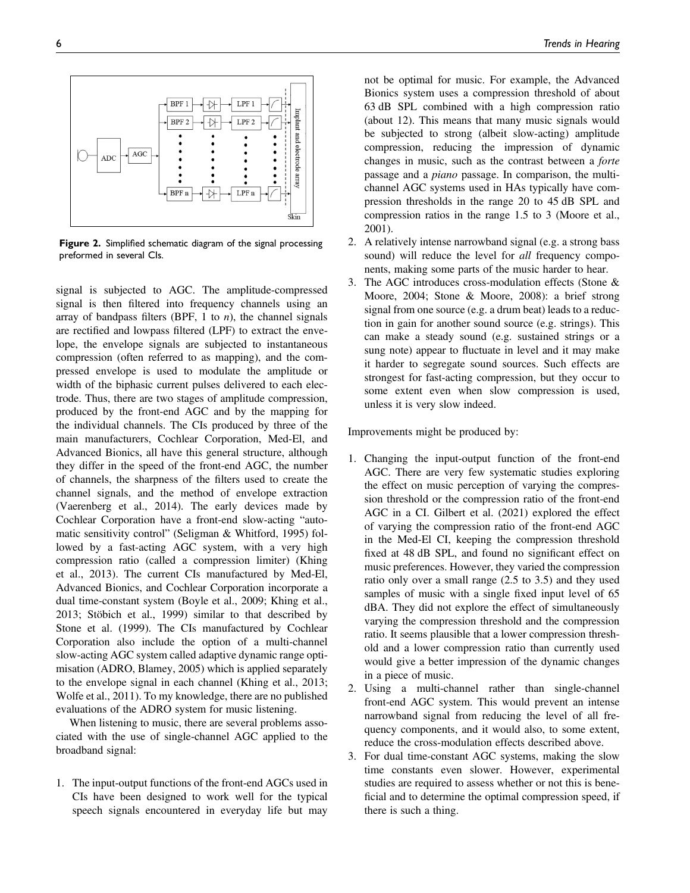Figure 2. Simplified schematic diagram of the signal processing preformed in several CIs.

signal is subjected to AGC. The amplitude-compressed signal is then filtered into frequency channels using an array of bandpass filters (BPF, 1 to *n*), the channel signals are rectified and lowpass filtered (LPF) to extract the envelope, the envelope signals are subjected to instantaneous compression (often referred to as mapping), and the compressed envelope is used to modulate the amplitude or width of the biphasic current pulses delivered to each electrode. Thus, there are two stages of amplitude compression, produced by the front-end AGC and by the mapping for the individual channels. The CIs produced by three of the main manufacturers, Cochlear Corporation, Med-El, and Advanced Bionics, all have this general structure, although they differ in the speed of the front-end AGC, the number of channels, the sharpness of the filters used to create the channel signals, and the method of envelope extraction (Vaerenberg et al., 2014). The early devices made by Cochlear Corporation have a front-end slow-acting "automatic sensitivity control" (Seligman & Whitford, 1995) followed by a fast-acting AGC system, with a very high compression ratio (called a compression limiter) (Khing et al., 2013). The current CIs manufactured by Med-El, Advanced Bionics, and Cochlear Corporation incorporate a dual time-constant system (Boyle et al., 2009; Khing et al., 2013; Stöbich et al., 1999) similar to that described by Stone et al. (1999). The CIs manufactured by Cochlear Corporation also include the option of a multi-channel slow-acting AGC system called adaptive dynamic range optimisation (ADRO, Blamey, 2005) which is applied separately to the envelope signal in each channel (Khing et al., 2013; Wolfe et al., 2011). To my knowledge, there are no published evaluations of the ADRO system for music listening.

When listening to music, there are several problems associated with the use of single-channel AGC applied to the broadband signal:

1. The input-output functions of the front-end AGCs used in CIs have been designed to work well for the typical speech signals encountered in everyday life but may not be optimal for music. For example, the Advanced Bionics system uses a compression threshold of about 63 dB SPL combined with a high compression ratio (about 12). This means that many music signals would be subjected to strong (albeit slow-acting) amplitude compression, reducing the impression of dynamic changes in music, such as the contrast between a *forte* passage and a *piano* passage. In comparison, the multi-channel AGC systems used in HAs typically have compression thresholds in the range 20 to 45 dB SPL and compression ratios in the range 1.5 to 3 (Moore et al., 2001).
2. A relatively intense narrowband signal (e.g. a strong bass sound) will reduce the level for *all* frequency components, making some parts of the music harder to hear.
3. The AGC introduces cross-modulation effects (Stone & Moore, 2004; Stone & Moore, 2008): a brief strong signal from one source (e.g. a drum beat) leads to a reduction in gain for another sound source (e.g. strings). This can make a steady sound (e.g. sustained strings or a sung note) appear to fluctuate in level and it may make it harder to segregate sound sources. Such effects are strongest for fast-acting compression, but they occur to some extent even when slow compression is used, unless it is very slow indeed.

Improvements might be produced by:

1. Changing the input-output function of the front-end AGC. There are very few systematic studies exploring the effect on music perception of varying the compression threshold or the compression ratio of the front-end AGC in a CI. Gilbert et al. (2021) explored the effect of varying the compression ratio of the front-end AGC in the Med-El CI, keeping the compression threshold fixed at 48 dB SPL, and found no significant effect on music preferences. However, they varied the compression ratio only over a small range (2.5 to 3.5) and they used samples of music with a single fixed input level of 65 dBA. They did not explore the effect of simultaneously varying the compression threshold and the compression ratio. It seems plausible that a lower compression threshold and a lower compression ratio than currently used would give a better impression of the dynamic changes in a piece of music.
2. Using a multi-channel rather than single-channel front-end AGC system. This would prevent an intense narrowband signal from reducing the level of all frequency components, and it would also, to some extent, reduce the cross-modulation effects described above.
3. For dual time-constant AGC systems, making the slow time constants even slower. However, experimental studies are required to assess whether or not this is beneficial and to determine the optimal compression speed, if there is such a thing.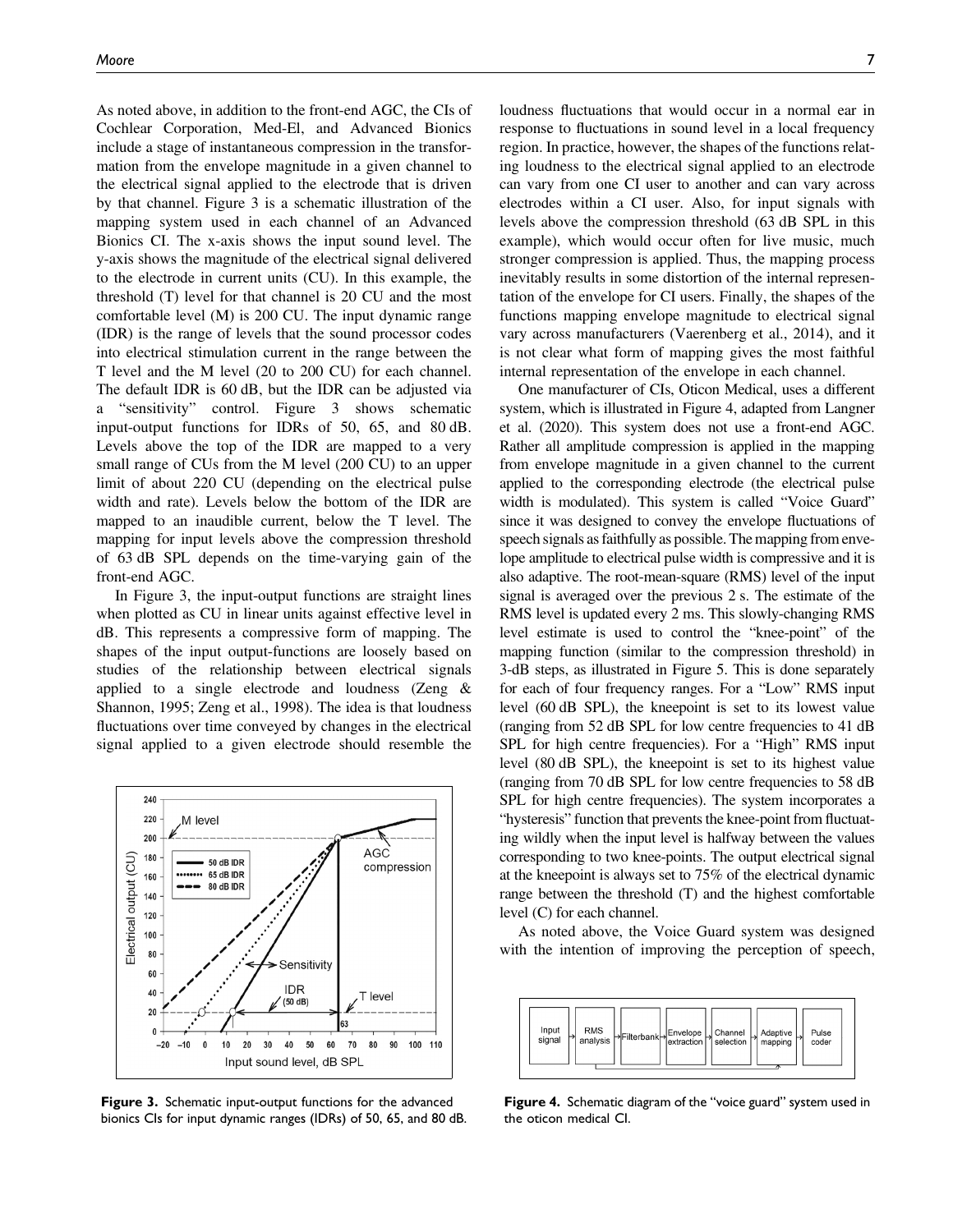As noted above, in addition to the front-end AGC, the CIs of Cochlear Corporation, Med-El, and Advanced Bionics include a stage of instantaneous compression in the transformation from the envelope magnitude in a given channel to the electrical signal applied to the electrode that is driven by that channel. Figure 3 is a schematic illustration of the mapping system used in each channel of an Advanced Bionics CI. The x-axis shows the input sound level. The y-axis shows the magnitude of the electrical signal delivered to the electrode in current units (CU). In this example, the threshold (T) level for that channel is 20 CU and the most comfortable level (M) is 200 CU. The input dynamic range (IDR) is the range of levels that the sound processor codes into electrical stimulation current in the range between the T level and the M level (20 to 200 CU) for each channel. The default IDR is 60 dB, but the IDR can be adjusted via a "sensitivity" control. Figure 3 shows schematic input-output functions for IDRs of 50, 65, and 80 dB. Levels above the top of the IDR are mapped to a very small range of CUs from the M level (200 CU) to an upper limit of about 220 CU (depending on the electrical pulse width and rate). Levels below the bottom of the IDR are mapped to an inaudible current, below the T level. The mapping for input levels above the compression threshold of 63 dB SPL depends on the time-varying gain of the front-end AGC.

In Figure 3, the input-output functions are straight lines when plotted as CU in linear units against effective level in dB. This represents a compressive form of mapping. The shapes of the input output-functions are loosely based on studies of the relationship between electrical signals applied to a single electrode and loudness (Zeng & Shannon, 1995; Zeng et al., 1998). The idea is that loudness fluctuations over time conveyed by changes in the electrical signal applied to a given electrode should resemble the loudness fluctuations that would occur in a normal ear in response to fluctuations in sound level in a local frequency region. In practice, however, the shapes of the functions relating loudness to the electrical signal applied to an electrode can vary from one CI user to another and can vary across electrodes within a CI user. Also, for input signals with levels above the compression threshold (63 dB SPL in this example), which would occur often for live music, much stronger compression is applied. Thus, the mapping process inevitably results in some distortion of the internal representation of the envelope for CI users. Finally, the shapes of the functions mapping envelope magnitude to electrical signal vary across manufacturers (Vaerenberg et al., 2014), and it is not clear what form of mapping gives the most faithful internal representation of the envelope in each channel.

**Figure 3.** Schematic input-output functions for the advanced bionics CIs for input dynamic ranges (IDRs) of 50, 65, and 80 dB.

One manufacturer of CIs, Oticon Medical, uses a different system, which is illustrated in Figure 4, adapted from Langner et al. (2020). This system does not use a front-end AGC. Rather all amplitude compression is applied in the mapping from envelope magnitude in a given channel to the current applied to the corresponding electrode (the electrical pulse width is modulated). This system is called "Voice Guard" since it was designed to convey the envelope fluctuations of speech signals as faithfully as possible. The mapping from envelope amplitude to electrical pulse width is compressive and it is also adaptive. The root-mean-square (RMS) level of the input signal is averaged over the previous 2 s. The estimate of the RMS level is updated every 2 ms. This slowly-changing RMS level estimate is used to control the "knee-point" of the mapping function (similar to the compression threshold) in 3-dB steps, as illustrated in Figure 5. This is done separately for each of four frequency ranges. For a "Low" RMS input level (60 dB SPL), the kneepoint is set to its lowest value (ranging from 52 dB SPL for low centre frequencies to 41 dB SPL for high centre frequencies). For a "High" RMS input level (80 dB SPL), the kneepoint is set to its highest value (ranging from 70 dB SPL for low centre frequencies to 58 dB SPL for high centre frequencies). The system incorporates a "hysteresis" function that prevents the knee-point from fluctuating wildly when the input level is halfway between the values corresponding to two knee-points. The output electrical signal at the kneepoint is always set to 75% of the electrical dynamic range between the threshold (T) and the highest comfortable level (C) for each channel.

As noted above, the Voice Guard system was designed with the intention of improving the perception of speech,

**Figure 4.** Schematic diagram of the "voice guard" system used in the oticon medical CI.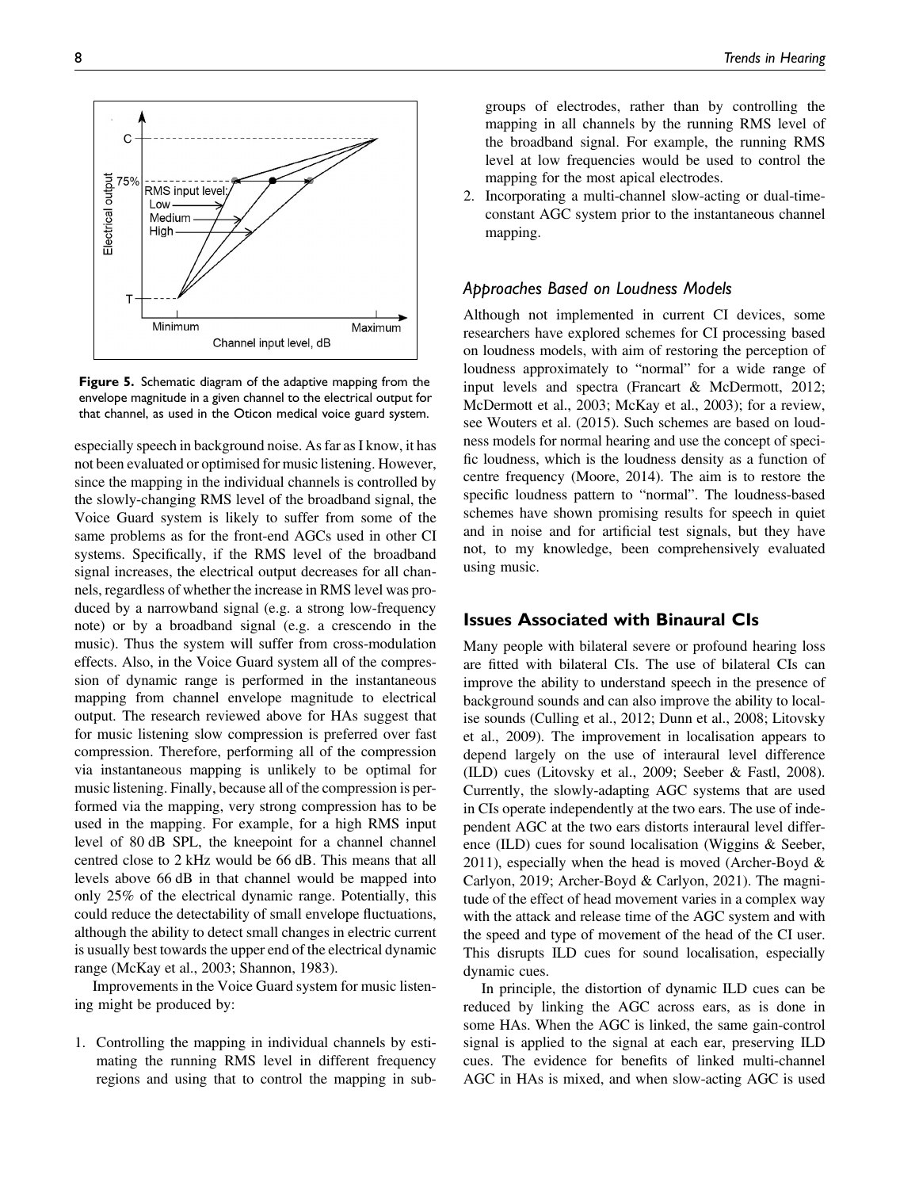Figure 5. Schematic diagram of the adaptive mapping from the envelope magnitude in a given channel to the electrical output for that channel, as used in the Oticon medical voice guard system.

especially speech in background noise. As far as I know, it has not been evaluated or optimised for music listening. However, since the mapping in the individual channels is controlled by the slowly-changing RMS level of the broadband signal, the Voice Guard system is likely to suffer from some of the same problems as for the front-end AGCs used in other CI systems. Specifically, if the RMS level of the broadband signal increases, the electrical output decreases for all channels, regardless of whether the increase in RMS level was produced by a narrowband signal (e.g. a strong low-frequency note) or by a broadband signal (e.g. a crescendo in the music). Thus the system will suffer from cross-modulation effects. Also, in the Voice Guard system all of the compression of dynamic range is performed in the instantaneous mapping from channel envelope magnitude to electrical output. The research reviewed above for HAs suggest that for music listening slow compression is preferred over fast compression. Therefore, performing all of the compression via instantaneous mapping is unlikely to be optimal for music listening. Finally, because all of the compression is performed via the mapping, very strong compression has to be used in the mapping. For example, for a high RMS input level of 80 dB SPL, the kneepoint for a channel channel centred close to 2 kHz would be 66 dB. This means that all levels above 66 dB in that channel would be mapped into only 25% of the electrical dynamic range. Potentially, this could reduce the detectability of small envelope fluctuations, although the ability to detect small changes in electric current is usually best towards the upper end of the electrical dynamic range (McKay et al., 2003; Shannon, 1983).

Improvements in the Voice Guard system for music listening might be produced by:

1. Controlling the mapping in individual channels by estimating the running RMS level in different frequency regions and using that to control the mapping in subgroups of electrodes, rather than by controlling the mapping in all channels by the running RMS level of the broadband signal. For example, the running RMS level at low frequencies would be used to control the mapping for the most apical electrodes.
2. Incorporating a multi-channel slow-acting or dual-time-constant AGC system prior to the instantaneous channel mapping.

### Approaches Based on Loudness Models

Although not implemented in current CI devices, some researchers have explored schemes for CI processing based on loudness models, with aim of restoring the perception of loudness approximately to "normal" for a wide range of input levels and spectra (Francart & McDermott, 2012; McDermott et al., 2003; McKay et al., 2003); for a review, see Wouters et al. (2015). Such schemes are based on loudness models for normal hearing and use the concept of specific loudness, which is the loudness density as a function of centre frequency (Moore, 2014). The aim is to restore the specific loudness pattern to "normal". The loudness-based schemes have shown promising results for speech in quiet and in noise and for artificial test signals, but they have not, to my knowledge, been comprehensively evaluated using music.

## Issues Associated with Binaural CIs

Many people with bilateral severe or profound hearing loss are fitted with bilateral CIs. The use of bilateral CIs can improve the ability to understand speech in the presence of background sounds and can also improve the ability to localise sounds (Culling et al., 2012; Dunn et al., 2008; Litovsky et al., 2009). The improvement in localisation appears to depend largely on the use of interaural level difference (ILD) cues (Litovsky et al., 2009; Seeber & Fastl, 2008). Currently, the slowly-adapting AGC systems that are used in CIs operate independently at the two ears. The use of independent AGC at the two ears distorts interaural level difference (ILD) cues for sound localisation (Wiggins & Seeber, 2011), especially when the head is moved (Archer-Boyd & Carlyon, 2019; Archer-Boyd & Carlyon, 2021). The magnitude of the effect of head movement varies in a complex way with the attack and release time of the AGC system and with the speed and type of movement of the head of the CI user. This disrupts ILD cues for sound localisation, especially dynamic cues.

In principle, the distortion of dynamic ILD cues can be reduced by linking the AGC across ears, as is done in some HAs. When the AGC is linked, the same gain-control signal is applied to the signal at each ear, preserving ILD cues. The evidence for benefits of linked multi-channel AGC in HAs is mixed, and when slow-acting AGC is used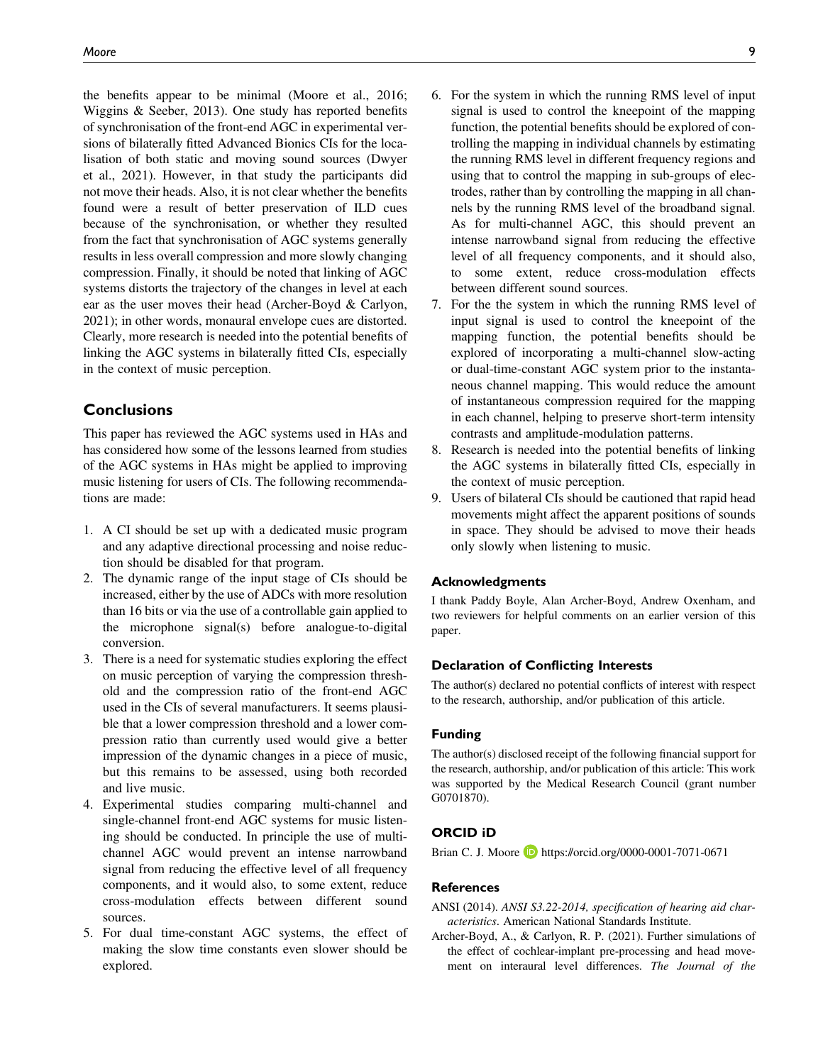the benefits appear to be minimal (Moore et al., 2016; Wiggins & Seeber, 2013). One study has reported benefits of synchronisation of the front-end AGC in experimental versions of bilaterally fitted Advanced Bionics CIs for the localisation of both static and moving sound sources (Dwyer et al., 2021). However, in that study the participants did not move their heads. Also, it is not clear whether the benefits found were a result of better preservation of ILD cues because of the synchronisation, or whether they resulted from the fact that synchronisation of AGC systems generally results in less overall compression and more slowly changing compression. Finally, it should be noted that linking of AGC systems distorts the trajectory of the changes in level at each ear as the user moves their head (Archer-Boyd & Carlyon, 2021); in other words, monaural envelope cues are distorted. Clearly, more research is needed into the potential benefits of linking the AGC systems in bilaterally fitted CIs, especially in the context of music perception.

## Conclusions

This paper has reviewed the AGC systems used in HAs and has considered how some of the lessons learned from studies of the AGC systems in HAs might be applied to improving music listening for users of CIs. The following recommendations are made:

1. A CI should be set up with a dedicated music program and any adaptive directional processing and noise reduction should be disabled for that program.
2. The dynamic range of the input stage of CIs should be increased, either by the use of ADCs with more resolution than 16 bits or via the use of a controllable gain applied to the microphone signal(s) before analogue-to-digital conversion.
3. There is a need for systematic studies exploring the effect on music perception of varying the compression threshold and the compression ratio of the front-end AGC used in the CIs of several manufacturers. It seems plausible that a lower compression threshold and a lower compression ratio than currently used would give a better impression of the dynamic changes in a piece of music, but this remains to be assessed, using both recorded and live music.
4. Experimental studies comparing multi-channel and single-channel front-end AGC systems for music listening should be conducted. In principle the use of multi-channel AGC would prevent an intense narrowband signal from reducing the effective level of all frequency components, and it would also, to some extent, reduce cross-modulation effects between different sound sources.
5. For dual time-constant AGC systems, the effect of making the slow time constants even slower should be explored.
6. For the system in which the running RMS level of input signal is used to control the kneepoint of the mapping function, the potential benefits should be explored of controlling the mapping in individual channels by estimating the running RMS level in different frequency regions and using that to control the mapping in sub-groups of electrodes, rather than by controlling the mapping in all channels by the running RMS level of the broadband signal. As for multi-channel AGC, this should prevent an intense narrowband signal from reducing the effective level of all frequency components, and it should also, to some extent, reduce cross-modulation effects between different sound sources.
7. For the the system in which the running RMS level of input signal is used to control the kneepoint of the mapping function, the potential benefits should be explored of incorporating a multi-channel slow-acting or dual-time-constant AGC system prior to the instantaneous channel mapping. This would reduce the amount of instantaneous compression required for the mapping in each channel, helping to preserve short-term intensity contrasts and amplitude-modulation patterns.
8. Research is needed into the potential benefits of linking the AGC systems in bilaterally fitted CIs, especially in the context of music perception.
9. Users of bilateral CIs should be cautioned that rapid head movements might affect the apparent positions of sounds in space. They should be advised to move their heads only slowly when listening to music.

### Acknowledgments

I thank Paddy Boyle, Alan Archer-Boyd, Andrew Oxenham, and two reviewers for helpful comments on an earlier version of this paper.

### Declaration of Conflicting Interests

The author(s) declared no potential conflicts of interest with respect to the research, authorship, and/or publication of this article.

### Funding

The author(s) disclosed receipt of the following financial support for the research, authorship, and/or publication of this article: This work was supported by the Medical Research Council (grant number G0701870).

### ORCID iD

Brian C. J. Moore https://orcid.org/0000-0001-7071-0671

### References

ANSI (2014). *ANSI S3.22-2014, specification of hearing aid characteristics*. American National Standards Institute.

Archer-Boyd, A., & Carlyon, R. P. (2021). Further simulations of the effect of cochlear-implant pre-processing and head movement on interaural level differences. *The Journal of the*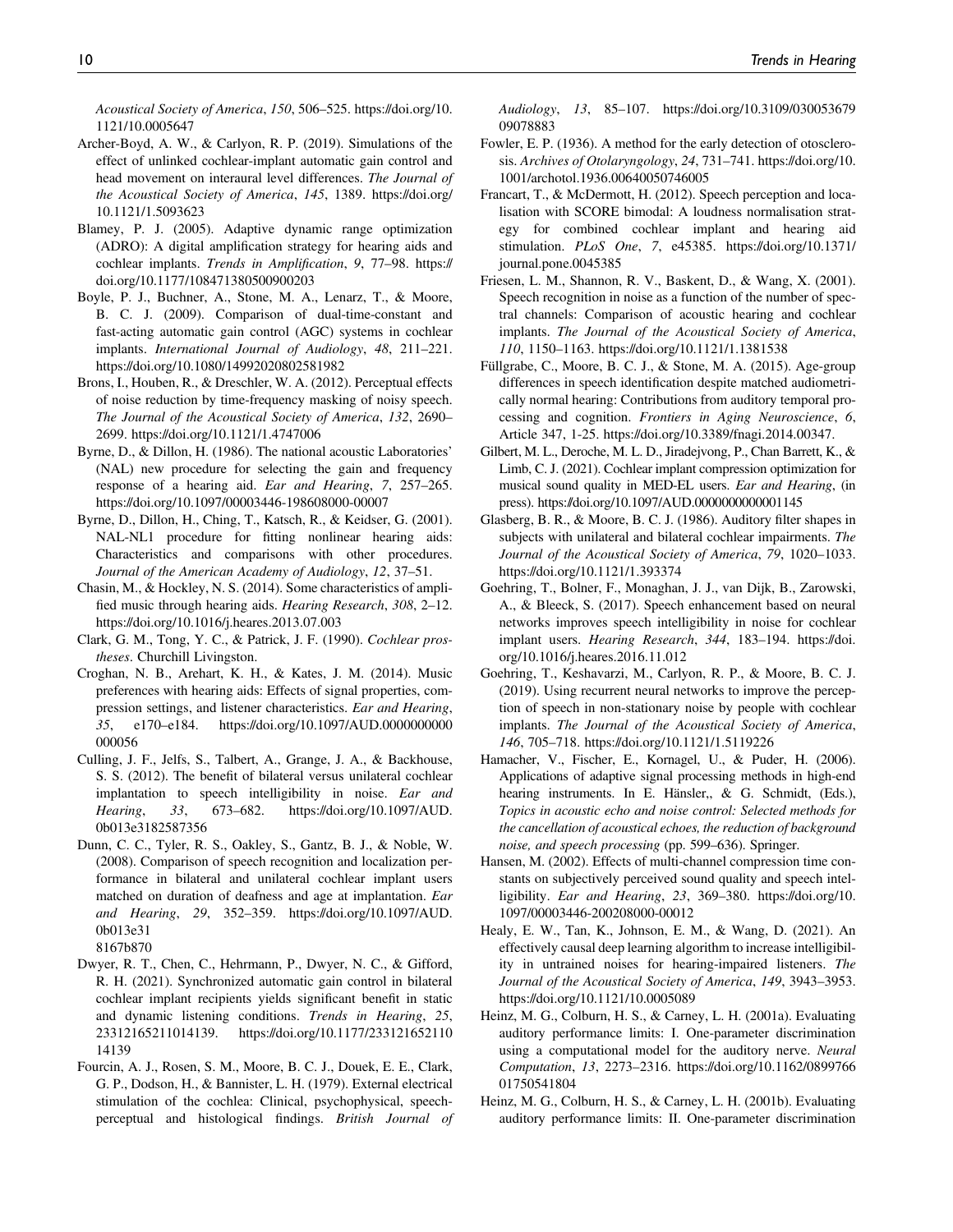Acoustical Society of America, *150*, 506–525. https://doi.org/10.1121/10.0005647

Archer-Boyd, A. W., & Carlyon, R. P. (2019). Simulations of the effect of unlinked cochlear-implant automatic gain control and head movement on interaural level differences. *The Journal of the Acoustical Society of America*, *145*, 1389. https://doi.org/10.1121/1.5093623

Blamey, P. J. (2005). Adaptive dynamic range optimization (ADRO): A digital amplification strategy for hearing aids and cochlear implants. *Trends in Amplification*, *9*, 77–98. https://doi.org/10.1177/108471380500900203

Boyle, P. J., Buchner, A., Stone, M. A., Lenarz, T., & Moore, B. C. J. (2009). Comparison of dual-time-constant and fast-acting automatic gain control (AGC) systems in cochlear implants. *International Journal of Audiology*, *48*, 211–221. https://doi.org/10.1080/14992020802581982

Brons, I., Houben, R., & Dreschler, W. A. (2012). Perceptual effects of noise reduction by time-frequency masking of noisy speech. *The Journal of the Acoustical Society of America*, *132*, 2690–2699. https://doi.org/10.1121/1.4747006

Byrne, D., & Dillon, H. (1986). The national acoustic Laboratories' (NAL) new procedure for selecting the gain and frequency response of a hearing aid. *Ear and Hearing*, *7*, 257–265. https://doi.org/10.1097/00003446-198608000-00007

Byrne, D., Dillon, H., Ching, T., Katsch, R., & Keidser, G. (2001). NAL-NL1 procedure for fitting nonlinear hearing aids: Characteristics and comparisons with other procedures. *Journal of the American Academy of Audiology*, *12*, 37–51.

Chasin, M., & Hockley, N. S. (2014). Some characteristics of amplified music through hearing aids. *Hearing Research*, *308*, 2–12. https://doi.org/10.1016/j.heares.2013.07.003

Clark, G. M., Tong, Y. C., & Patrick, J. F. (1990). *Cochlear prostheses*. Churchill Livingston.

Croghan, N. B., Arehart, K. H., & Kates, J. M. (2014). Music preferences with hearing aids: Effects of signal properties, compression settings, and listener characteristics. *Ear and Hearing*, *35*, e170–e184. https://doi.org/10.1097/AUD.0000000000000056

Culling, J. F., Jelfs, S., Talbert, A., Grange, J. A., & Backhouse, S. S. (2012). The benefit of bilateral versus unilateral cochlear implantation to speech intelligibility in noise. *Ear and Hearing*, *33*, 673–682. https://doi.org/10.1097/AUD.0b013e3182587356

Dunn, C. C., Tyler, R. S., Oakley, S., Gantz, B. J., & Noble, W. (2008). Comparison of speech recognition and localization performance in bilateral and unilateral cochlear implant users matched on duration of deafness and age at implantation. *Ear and Hearing*, *29*, 352–359. https://doi.org/10.1097/AUD.0b013e318167b870

Dwyer, R. T., Chen, C., Hehrmann, P., Dwyer, N. C., & Gifford, R. H. (2021). Synchronized automatic gain control in bilateral cochlear implant recipients yields significant benefit in static and dynamic listening conditions. *Trends in Hearing*, *25*, 23312165211014139. https://doi.org/10.1177/23312165211014139

Fourcin, A. J., Rosen, S. M., Moore, B. C. J., Douek, E. E., Clark, G. P., Dodson, H., & Bannister, L. H. (1979). External electrical stimulation of the cochlea: Clinical, psychophysical, speech-perceptual and histological findings. *British Journal of Audiology*, *13*, 85–107. https://doi.org/10.3109/03005367909078883

Fowler, E. P. (1936). A method for the early detection of otosclerosis. *Archives of Otolaryngology*, *24*, 731–741. https://doi.org/10.1001/archotol.1936.00640050746005

Francart, T., & McDermott, H. (2012). Speech perception and localisation with SCORE bimodal: A loudness normalisation strategy for combined cochlear implant and hearing aid stimulation. *PLoS One*, *7*, e45385. https://doi.org/10.1371/journal.pone.0045385

Friesen, L. M., Shannon, R. V., Baskent, D., & Wang, X. (2001). Speech recognition in noise as a function of the number of spectral channels: Comparison of acoustic hearing and cochlear implants. *The Journal of the Acoustical Society of America*, *110*, 1150–1163. https://doi.org/10.1121/1.1381538

Füllgrabe, C., Moore, B. C. J., & Stone, M. A. (2015). Age-group differences in speech identification despite matched audiometrically normal hearing: Contributions from auditory temporal processing and cognition. *Frontiers in Aging Neuroscience*, *6*, Article 347, 1-25. https://doi.org/10.3389/fnagi.2014.00347.

Gilbert, M. L., Deroche, M. L. D., Jiradejvong, P., Chan Barrett, K., & Limb, C. J. (2021). Cochlear implant compression optimization for musical sound quality in MED-EL users. *Ear and Hearing*, (in press). https://doi.org/10.1097/AUD.0000000000001145

Glasberg, B. R., & Moore, B. C. J. (1986). Auditory filter shapes in subjects with unilateral and bilateral cochlear impairments. *The Journal of the Acoustical Society of America*, *79*, 1020–1033. https://doi.org/10.1121/1.393374

Goehring, T., Bolner, F., Monaghan, J. J., van Dijk, B., Zarowski, A., & Bleeck, S. (2017). Speech enhancement based on neural networks improves speech intelligibility in noise for cochlear implant users. *Hearing Research*, *344*, 183–194. https://doi.org/10.1016/j.heares.2016.11.012

Goehring, T., Keshavarzi, M., Carlyon, R. P., & Moore, B. C. J. (2019). Using recurrent neural networks to improve the perception of speech in non-stationary noise by people with cochlear implants. *The Journal of the Acoustical Society of America*, *146*, 705–718. https://doi.org/10.1121/1.5119226

Hamacher, V., Fischer, E., Kornagel, U., & Puder, H. (2006). Applications of adaptive signal processing methods in high-end hearing instruments. In E. Hänsler,, & G. Schmidt, (Eds.), *Topics in acoustic echo and noise control: Selected methods for the cancellation of acoustical echoes, the reduction of background noise, and speech processing* (pp. 599–636). Springer.

Hansen, M. (2002). Effects of multi-channel compression time constants on subjectively perceived sound quality and speech intelligibility. *Ear and Hearing*, *23*, 369–380. https://doi.org/10.1097/00003446-200208000-00012

Healy, E. W., Tan, K., Johnson, E. M., & Wang, D. (2021). An effectively causal deep learning algorithm to increase intelligibility in untrained noises for hearing-impaired listeners. *The Journal of the Acoustical Society of America*, *149*, 3943–3953. https://doi.org/10.1121/10.0005089

Heinz, M. G., Colburn, H. S., & Carney, L. H. (2001a). Evaluating auditory performance limits: I. One-parameter discrimination using a computational model for the auditory nerve. *Neural Computation*, *13*, 2273–2316. https://doi.org/10.1162/089976601750541804

Heinz, M. G., Colburn, H. S., & Carney, L. H. (2001b). Evaluating auditory performance limits: II. One-parameter discrimination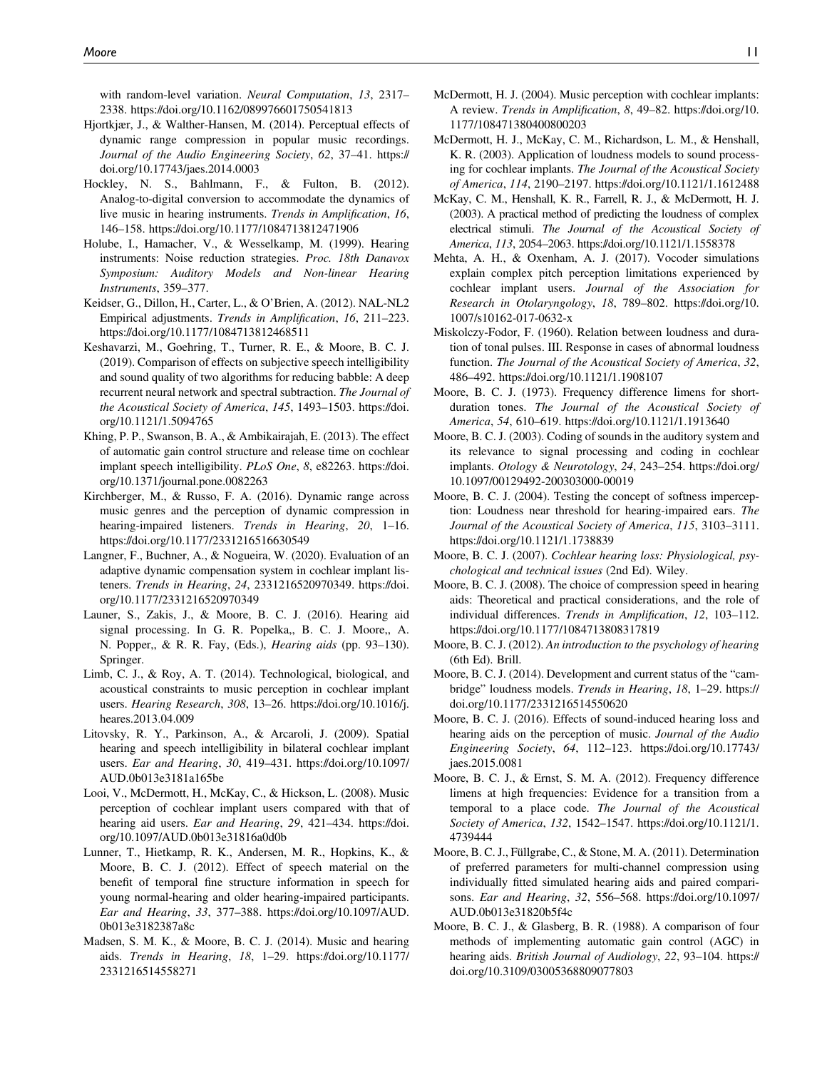with random-level variation. *Neural Computation*, *13*, 2317–2338. https://doi.org/10.1162/089976601750541813

Hjortkjær, J., & Walther-Hansen, M. (2014). Perceptual effects of dynamic range compression in popular music recordings. *Journal of the Audio Engineering Society*, *62*, 37–41. https://doi.org/10.17743/jaes.2014.0003

Hockley, N. S., Bahlmann, F., & Fulton, B. (2012). Analog-to-digital conversion to accommodate the dynamics of live music in hearing instruments. *Trends in Amplification*, *16*, 146–158. https://doi.org/10.1177/1084713812471906

Holube, I., Hamacher, V., & Wesselkamp, M. (1999). Hearing instruments: Noise reduction strategies. *Proc. 18th Danavox Symposium: Auditory Models and Non-linear Hearing Instruments*, 359–377.

Keidser, G., Dillon, H., Carter, L., & O'Brien, A. (2012). NAL-NL2 Empirical adjustments. *Trends in Amplification*, *16*, 211–223. https://doi.org/10.1177/1084713812468511

Keshavarzi, M., Goehring, T., Turner, R. E., & Moore, B. C. J. (2019). Comparison of effects on subjective speech intelligibility and sound quality of two algorithms for reducing babble: A deep recurrent neural network and spectral subtraction. *The Journal of the Acoustical Society of America*, *145*, 1493–1503. https://doi.org/10.1121/1.5094765

Khing, P. P., Swanson, B. A., & Ambikairajah, E. (2013). The effect of automatic gain control structure and release time on cochlear implant speech intelligibility. *PLoS One*, *8*, e82263. https://doi.org/10.1371/journal.pone.0082263

Kirchberger, M., & Russo, F. A. (2016). Dynamic range across music genres and the perception of dynamic compression in hearing-impaired listeners. *Trends in Hearing*, *20*, 1–16. https://doi.org/10.1177/2331216516630549

Langner, F., Buchner, A., & Nogueira, W. (2020). Evaluation of an adaptive dynamic compensation system in cochlear implant listeners. *Trends in Hearing*, *24*, 2331216520970349. https://doi.org/10.1177/2331216520970349

Launer, S., Zakis, J., & Moore, B. C. J. (2016). Hearing aid signal processing. In G. R. Popelka,, B. C. J. Moore,, A. N. Popper,, & R. R. Fay, (Eds.), *Hearing aids* (pp. 93–130). Springer.

Limb, C. J., & Roy, A. T. (2014). Technological, biological, and acoustical constraints to music perception in cochlear implant users. *Hearing Research*, *308*, 13–26. https://doi.org/10.1016/j.heares.2013.04.009

Litovsky, R. Y., Parkinson, A., & Arcaroli, J. (2009). Spatial hearing and speech intelligibility in bilateral cochlear implant users. *Ear and Hearing*, *30*, 419–431. https://doi.org/10.1097/AUD.0b013e3181a165be

Looi, V., McDermott, H., McKay, C., & Hickson, L. (2008). Music perception of cochlear implant users compared with that of hearing aid users. *Ear and Hearing*, *29*, 421–434. https://doi.org/10.1097/AUD.0b013e31816a0d0b

Lunner, T., Hietkamp, R. K., Andersen, M. R., Hopkins, K., & Moore, B. C. J. (2012). Effect of speech material on the benefit of temporal fine structure information in speech for young normal-hearing and older hearing-impaired participants. *Ear and Hearing*, *33*, 377–388. https://doi.org/10.1097/AUD.0b013e3182387a8c

Madsen, S. M. K., & Moore, B. C. J. (2014). Music and hearing aids. *Trends in Hearing*, *18*, 1–29. https://doi.org/10.1177/2331216514558271

McDermott, H. J. (2004). Music perception with cochlear implants: A review. *Trends in Amplification*, *8*, 49–82. https://doi.org/10.1177/108471380400800203

McDermott, H. J., McKay, C. M., Richardson, L. M., & Henshall, K. R. (2003). Application of loudness models to sound processing for cochlear implants. *The Journal of the Acoustical Society of America*, *114*, 2190–2197. https://doi.org/10.1121/1.1612488

McKay, C. M., Henshall, K. R., Farrell, R. J., & McDermott, H. J. (2003). A practical method of predicting the loudness of complex electrical stimuli. *The Journal of the Acoustical Society of America*, *113*, 2054–2063. https://doi.org/10.1121/1.1558378

Mehta, A. H., & Oxenham, A. J. (2017). Vocoder simulations explain complex pitch perception limitations experienced by cochlear implant users. *Journal of the Association for Research in Otolaryngology*, *18*, 789–802. https://doi.org/10.1007/s10162-017-0632-x

Miskolczy-Fodor, F. (1960). Relation between loudness and duration of tonal pulses. III. Response in cases of abnormal loudness function. *The Journal of the Acoustical Society of America*, *32*, 486–492. https://doi.org/10.1121/1.1908107

Moore, B. C. J. (1973). Frequency difference limens for short-duration tones. *The Journal of the Acoustical Society of America*, *54*, 610–619. https://doi.org/10.1121/1.1913640

Moore, B. C. J. (2003). Coding of sounds in the auditory system and its relevance to signal processing and coding in cochlear implants. *Otology & Neurotology*, *24*, 243–254. https://doi.org/10.1097/00129492-200303000-00019

Moore, B. C. J. (2004). Testing the concept of softness imperception: Loudness near threshold for hearing-impaired ears. *The Journal of the Acoustical Society of America*, *115*, 3103–3111. https://doi.org/10.1121/1.1738839

Moore, B. C. J. (2007). *Cochlear hearing loss: Physiological, psychological and technical issues* (2nd Ed). Wiley.

Moore, B. C. J. (2008). The choice of compression speed in hearing aids: Theoretical and practical considerations, and the role of individual differences. *Trends in Amplification*, *12*, 103–112. https://doi.org/10.1177/1084713808317819

Moore, B. C. J. (2012). *An introduction to the psychology of hearing* (6th Ed). Brill.

Moore, B. C. J. (2014). Development and current status of the "cambridge" loudness models. *Trends in Hearing*, *18*, 1–29. https://doi.org/10.1177/2331216514550620

Moore, B. C. J. (2016). Effects of sound-induced hearing loss and hearing aids on the perception of music. *Journal of the Audio Engineering Society*, *64*, 112–123. https://doi.org/10.17743/jaes.2015.0081

Moore, B. C. J., & Ernst, S. M. A. (2012). Frequency difference limens at high frequencies: Evidence for a transition from a temporal to a place code. *The Journal of the Acoustical Society of America*, *132*, 1542–1547. https://doi.org/10.1121/1.4739444

Moore, B. C. J., Füllgrabe, C., & Stone, M. A. (2011). Determination of preferred parameters for multi-channel compression using individually fitted simulated hearing aids and paired comparisons. *Ear and Hearing*, *32*, 556–568. https://doi.org/10.1097/AUD.0b013e31820b5f4c

Moore, B. C. J., & Glasberg, B. R. (1988). A comparison of four methods of implementing automatic gain control (AGC) in hearing aids. *British Journal of Audiology*, *22*, 93–104. https://doi.org/10.3109/03005368809077803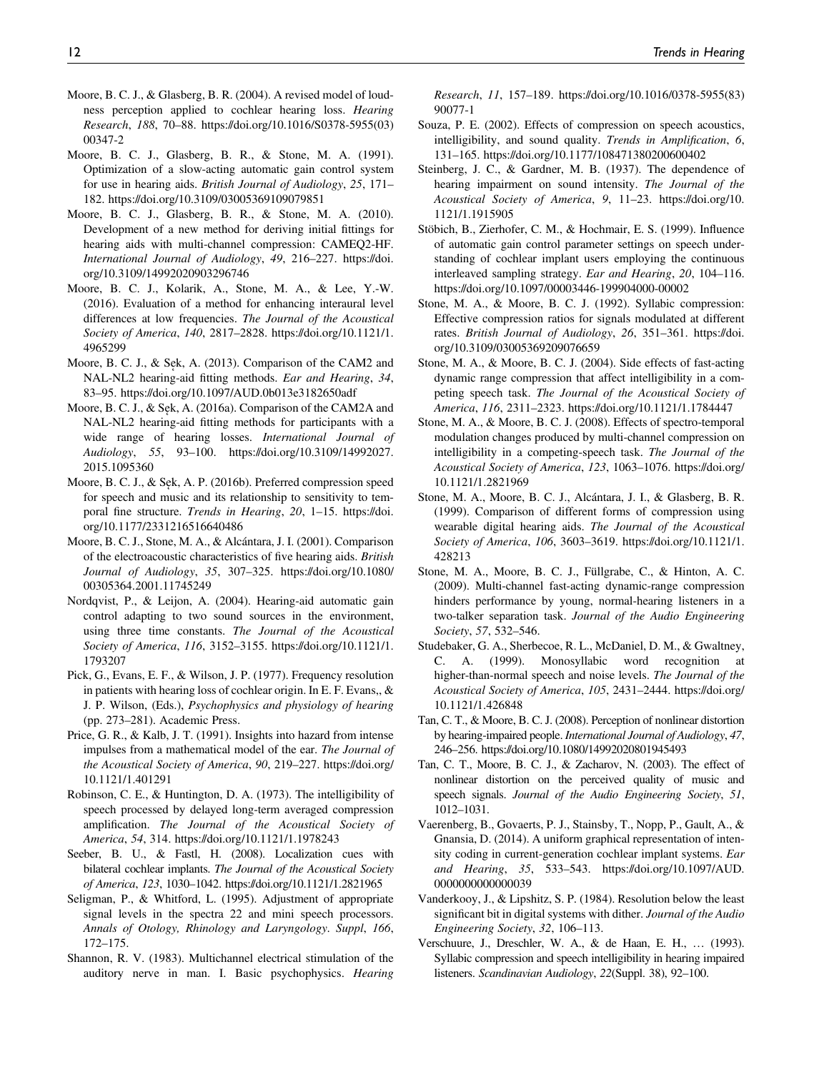Moore, B. C. J., & Glasberg, B. R. (2004). A revised model of loudness perception applied to cochlear hearing loss. *Hearing Research*, *188*, 70–88. https://doi.org/10.1016/S0378-5955(03)00347-2

Moore, B. C. J., Glasberg, B. R., & Stone, M. A. (1991). Optimization of a slow-acting automatic gain control system for use in hearing aids. *British Journal of Audiology*, *25*, 171–182. https://doi.org/10.3109/03005369109079851

Moore, B. C. J., Glasberg, B. R., & Stone, M. A. (2010). Development of a new method for deriving initial fittings for hearing aids with multi-channel compression: CAMEQ2-HF. *International Journal of Audiology*, *49*, 216–227. https://doi.org/10.3109/14992020903296746

Moore, B. C. J., Kolarik, A., Stone, M. A., & Lee, Y.-W. (2016). Evaluation of a method for enhancing interaural level differences at low frequencies. *The Journal of the Acoustical Society of America*, *140*, 2817–2828. https://doi.org/10.1121/1.4965299

Moore, B. C. J., & Sęk, A. (2013). Comparison of the CAM2 and NAL-NL2 hearing-aid fitting methods. *Ear and Hearing*, *34*, 83–95. https://doi.org/10.1097/AUD.0b013e3182650adf

Moore, B. C. J., & Sęk, A. (2016a). Comparison of the CAM2A and NAL-NL2 hearing-aid fitting methods for participants with a wide range of hearing losses. *International Journal of Audiology*, *55*, 93–100. https://doi.org/10.3109/14992027.2015.1095360

Moore, B. C. J., & Sęk, A. P. (2016b). Preferred compression speed for speech and music and its relationship to sensitivity to temporal fine structure. *Trends in Hearing*, *20*, 1–15. https://doi.org/10.1177/2331216516640486

Moore, B. C. J., Stone, M. A., & Alcántara, J. I. (2001). Comparison of the electroacoustic characteristics of five hearing aids. *British Journal of Audiology*, *35*, 307–325. https://doi.org/10.1080/00305364.2001.11745249

Nordqvist, P., & Leijon, A. (2004). Hearing-aid automatic gain control adapting to two sound sources in the environment, using three time constants. *The Journal of the Acoustical Society of America*, *116*, 3152–3155. https://doi.org/10.1121/1.1793207

Pick, G., Evans, E. F., & Wilson, J. P. (1977). Frequency resolution in patients with hearing loss of cochlear origin. In E. F. Evans,, & J. P. Wilson, (Eds.), *Psychophysics and physiology of hearing* (pp. 273–281). Academic Press.

Price, G. R., & Kalb, J. T. (1991). Insights into hazard from intense impulses from a mathematical model of the ear. *The Journal of the Acoustical Society of America*, *90*, 219–227. https://doi.org/10.1121/1.401291

Robinson, C. E., & Huntington, D. A. (1973). The intelligibility of speech processed by delayed long-term averaged compression amplification. *The Journal of the Acoustical Society of America*, *54*, 314. https://doi.org/10.1121/1.1978243

Seeber, B. U., & Fastl, H. (2008). Localization cues with bilateral cochlear implants. *The Journal of the Acoustical Society of America*, *123*, 1030–1042. https://doi.org/10.1121/1.2821965

Seligman, P., & Whitford, L. (1995). Adjustment of appropriate signal levels in the spectra 22 and mini speech processors. *Annals of Otology, Rhinology and Laryngology. Suppl*, *166*, 172–175.

Shannon, R. V. (1983). Multichannel electrical stimulation of the auditory nerve in man. I. Basic psychophysics. *Hearing Research*, *11*, 157–189. https://doi.org/10.1016/0378-5955(83)90077-1

Souza, P. E. (2002). Effects of compression on speech acoustics, intelligibility, and sound quality. *Trends in Amplification*, *6*, 131–165. https://doi.org/10.1177/108471380200600402

Steinberg, J. C., & Gardner, M. B. (1937). The dependence of hearing impairment on sound intensity. *The Journal of the Acoustical Society of America*, *9*, 11–23. https://doi.org/10.1121/1.1915905

Stöbich, B., Zierhofer, C. M., & Hochmair, E. S. (1999). Influence of automatic gain control parameter settings on speech understanding of cochlear implant users employing the continuous interleaved sampling strategy. *Ear and Hearing*, *20*, 104–116. https://doi.org/10.1097/00003446-199904000-00002

Stone, M. A., & Moore, B. C. J. (1992). Syllabic compression: Effective compression ratios for signals modulated at different rates. *British Journal of Audiology*, *26*, 351–361. https://doi.org/10.3109/03005369209076659

Stone, M. A., & Moore, B. C. J. (2004). Side effects of fast-acting dynamic range compression that affect intelligibility in a competing speech task. *The Journal of the Acoustical Society of America*, *116*, 2311–2323. https://doi.org/10.1121/1.1784447

Stone, M. A., & Moore, B. C. J. (2008). Effects of spectro-temporal modulation changes produced by multi-channel compression on intelligibility in a competing-speech task. *The Journal of the Acoustical Society of America*, *123*, 1063–1076. https://doi.org/10.1121/1.2821969

Stone, M. A., Moore, B. C. J., Alcántara, J. I., & Glasberg, B. R. (1999). Comparison of different forms of compression using wearable digital hearing aids. *The Journal of the Acoustical Society of America*, *106*, 3603–3619. https://doi.org/10.1121/1.428213

Stone, M. A., Moore, B. C. J., Füllgrabe, C., & Hinton, A. C. (2009). Multi-channel fast-acting dynamic-range compression hinders performance by young, normal-hearing listeners in a two-talker separation task. *Journal of the Audio Engineering Society*, *57*, 532–546.

Studebaker, G. A., Sherbecoe, R. L., McDaniel, D. M., & Gwaltney, C. A. (1999). Monosyllabic word recognition at higher-than-normal speech and noise levels. *The Journal of the Acoustical Society of America*, *105*, 2431–2444. https://doi.org/10.1121/1.426848

Tan, C. T., & Moore, B. C. J. (2008). Perception of nonlinear distortion by hearing-impaired people. *International Journal of Audiology*, *47*, 246–256. https://doi.org/10.1080/14992020801945493

Tan, C. T., Moore, B. C. J., & Zacharov, N. (2003). The effect of nonlinear distortion on the perceived quality of music and speech signals. *Journal of the Audio Engineering Society*, *51*, 1012–1031.

Vaerenberg, B., Govaerts, P. J., Stainsby, T., Nopp, P., Gault, A., & Gnansia, D. (2014). A uniform graphical representation of intensity coding in current-generation cochlear implant systems. *Ear and Hearing*, *35*, 533–543. https://doi.org/10.1097/AUD.0000000000000039

Vanderkooy, J., & Lipshitz, S. P. (1984). Resolution below the least significant bit in digital systems with dither. *Journal of the Audio Engineering Society*, *32*, 106–113.

Verschuure, J., Dreschler, W. A., & de Haan, E. H., … (1993). Syllabic compression and speech intelligibility in hearing impaired listeners. *Scandinavian Audiology*, *22*(Suppl. 38), 92–100.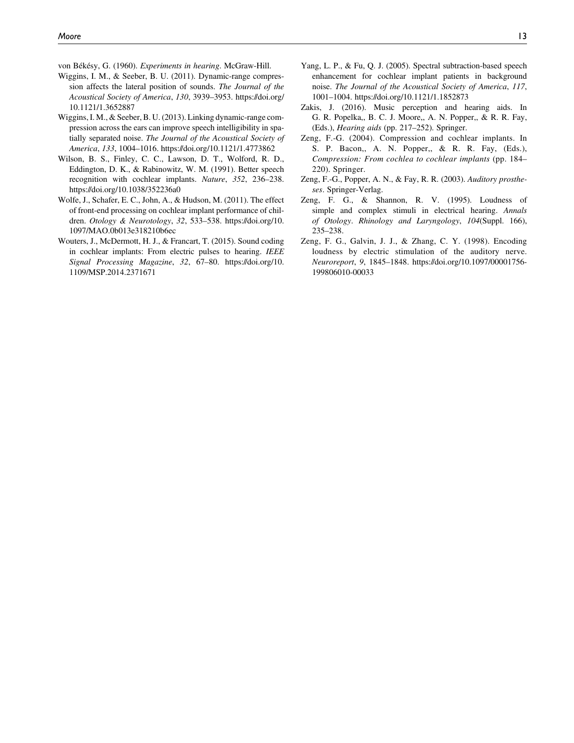von Békésy, G. (1960). *Experiments in hearing*. McGraw-Hill.

Wiggins, I. M., & Seeber, B. U. (2011). Dynamic-range compression affects the lateral position of sounds. *The Journal of the Acoustical Society of America*, *130*, 3939–3953. https://doi.org/10.1121/1.3652887

Wiggins, I. M., & Seeber, B. U. (2013). Linking dynamic-range compression across the ears can improve speech intelligibility in spatially separated noise. *The Journal of the Acoustical Society of America*, *133*, 1004–1016. https://doi.org/10.1121/1.4773862

Wilson, B. S., Finley, C. C., Lawson, D. T., Wolford, R. D., Eddington, D. K., & Rabinowitz, W. M. (1991). Better speech recognition with cochlear implants. *Nature*, *352*, 236–238. https://doi.org/10.1038/352236a0

Wolfe, J., Schafer, E. C., John, A., & Hudson, M. (2011). The effect of front-end processing on cochlear implant performance of children. *Otology & Neurotology*, *32*, 533–538. https://doi.org/10.1097/MAO.0b013e318210b6ec

Wouters, J., McDermott, H. J., & Francart, T. (2015). Sound coding in cochlear implants: From electric pulses to hearing. *IEEE Signal Processing Magazine*, *32*, 67–80. https://doi.org/10.1109/MSP.2014.2371671

Yang, L. P., & Fu, Q. J. (2005). Spectral subtraction-based speech enhancement for cochlear implant patients in background noise. *The Journal of the Acoustical Society of America*, *117*, 1001–1004. https://doi.org/10.1121/1.1852873

Zakis, J. (2016). Music perception and hearing aids. In G. R. Popelka,, B. C. J. Moore,, A. N. Popper,, & R. R. Fay, (Eds.), *Hearing aids* (pp. 217–252). Springer.

Zeng, F.-G. (2004). Compression and cochlear implants. In S. P. Bacon,, A. N. Popper,, & R. R. Fay, (Eds.), *Compression: From cochlea to cochlear implants* (pp. 184–220). Springer.

Zeng, F.-G., Popper, A. N., & Fay, R. R. (2003). *Auditory prostheses*. Springer-Verlag.

Zeng, F. G., & Shannon, R. V. (1995). Loudness of simple and complex stimuli in electrical hearing. *Annals of Otology. Rhinology and Laryngology*, *104*(Suppl. 166), 235–238.

Zeng, F. G., Galvin, J. J., & Zhang, C. Y. (1998). Encoding loudness by electric stimulation of the auditory nerve. *Neuroreport*, *9*, 1845–1848. https://doi.org/10.1097/00001756-199806010-00033